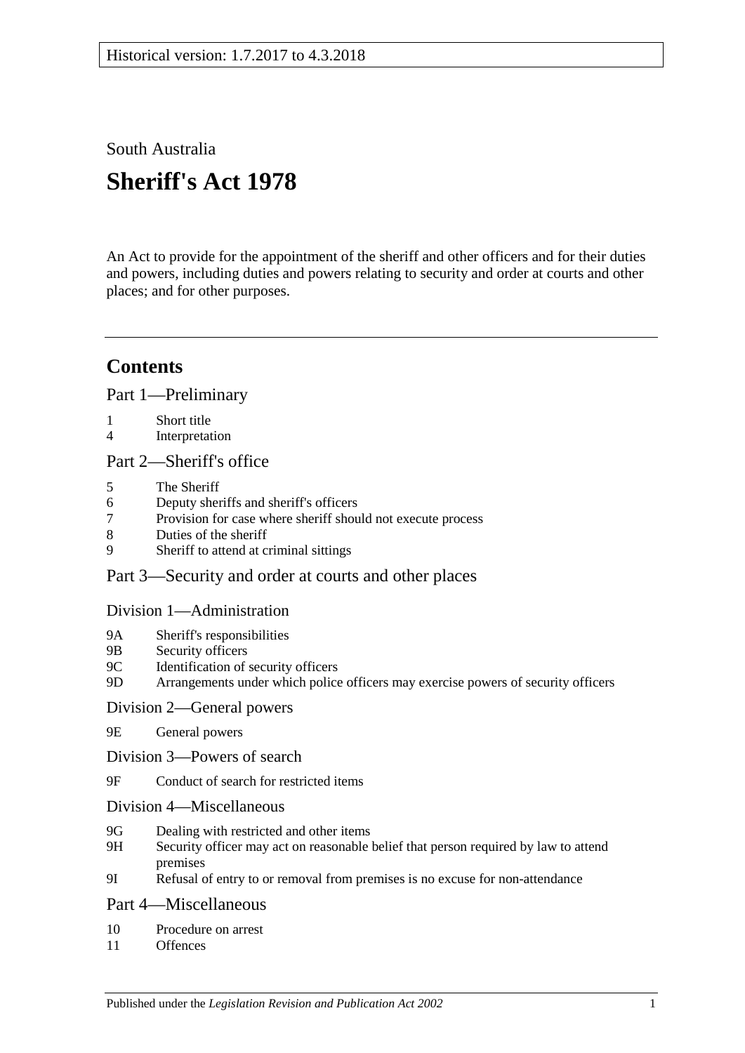Historical version: 1.7.2017 to 4.3.2018

South Australia

# Sheriff's Act 1978

An Act to provide for the appointment of the sheriff and other officers and for their duties and powers, including duties and powers relating to security and order at courts and other places; and for other purposes.

## Contents

Part 1—Preliminary

1 Short title
4 Interpretation

Part 2—Sheriff's office

5 The Sheriff
6 Deputy sheriffs and sheriff's officers
7 Provision for case where sheriff should not execute process
8 Duties of the sheriff
9 Sheriff to attend at criminal sittings

Part 3—Security and order at courts and other places

Division 1—Administration

9A Sheriff's responsibilities
9B Security officers
9C Identification of security officers
9D Arrangements under which police officers may exercise powers of security officers

Division 2—General powers

9E General powers

Division 3—Powers of search

9F Conduct of search for restricted items

Division 4—Miscellaneous

9G Dealing with restricted and other items
9H Security officer may act on reasonable belief that person required by law to attend premises
9I Refusal of entry to or removal from premises is no excuse for non-attendance

Part 4—Miscellaneous

10 Procedure on arrest
11 Offences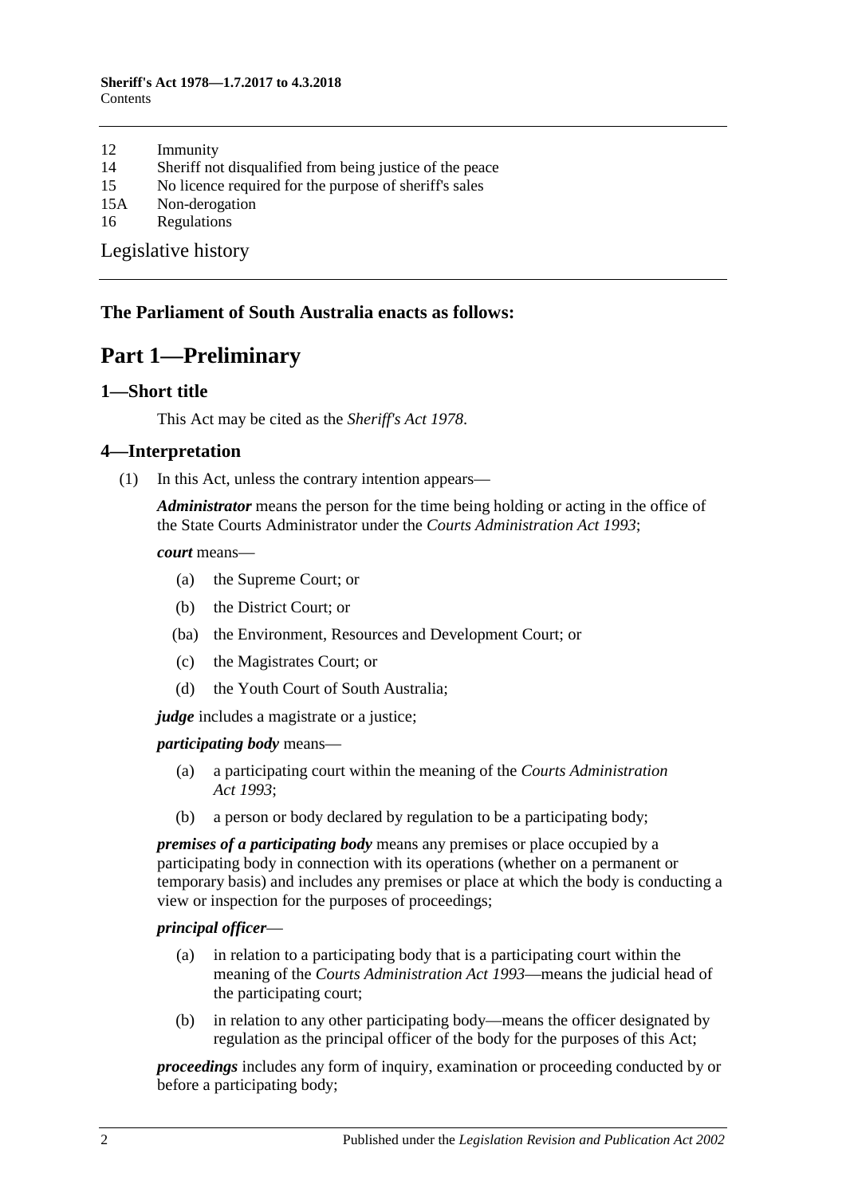12 Immunity
14 Sheriff not disqualified from being justice of the peace
15 No licence required for the purpose of sheriff's sales
15A Non-derogation
16 Regulations

Legislative history

**The Parliament of South Australia enacts as follows:**

# Part 1—Preliminary

## 1—Short title

This Act may be cited as the *Sheriff's Act 1978*.

## 4—Interpretation

(1) In this Act, unless the contrary intention appears—

***Administrator*** means the person for the time being holding or acting in the office of the State Courts Administrator under the *Courts Administration Act 1993*;

***court*** means—

(a) the Supreme Court; or

(b) the District Court; or

(ba) the Environment, Resources and Development Court; or

(c) the Magistrates Court; or

(d) the Youth Court of South Australia;

***judge*** includes a magistrate or a justice;

***participating body*** means—

(a) a participating court within the meaning of the *Courts Administration Act 1993*;

(b) a person or body declared by regulation to be a participating body;

***premises of a participating body*** means any premises or place occupied by a participating body in connection with its operations (whether on a permanent or temporary basis) and includes any premises or place at which the body is conducting a view or inspection for the purposes of proceedings;

***principal officer***—

(a) in relation to a participating body that is a participating court within the meaning of the *Courts Administration Act 1993*—means the judicial head of the participating court;

(b) in relation to any other participating body—means the officer designated by regulation as the principal officer of the body for the purposes of this Act;

***proceedings*** includes any form of inquiry, examination or proceeding conducted by or before a participating body;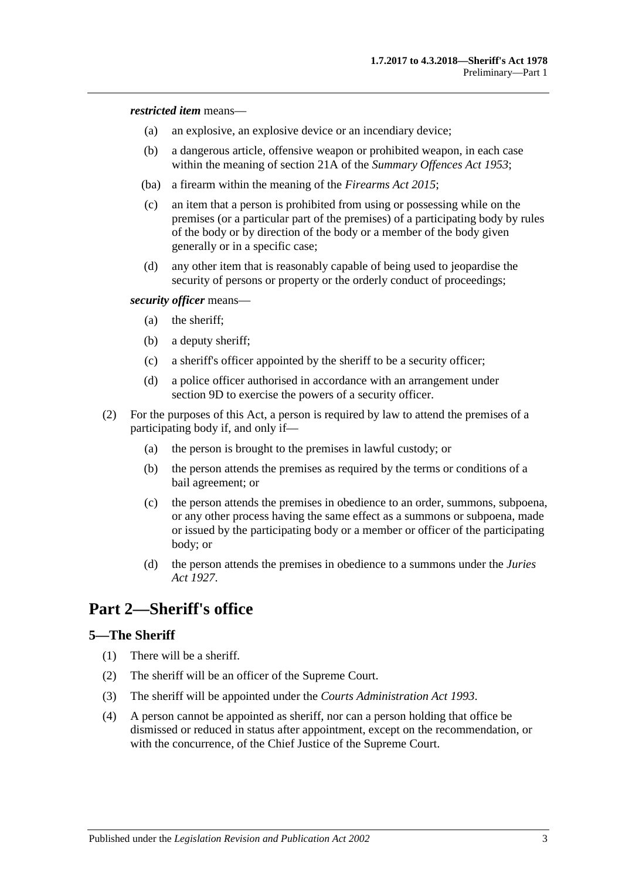***restricted item*** means—

(a) an explosive, an explosive device or an incendiary device;

(b) a dangerous article, offensive weapon or prohibited weapon, in each case within the meaning of section 21A of the *Summary Offences Act 1953*;

(ba) a firearm within the meaning of the *Firearms Act 2015*;

(c) an item that a person is prohibited from using or possessing while on the premises (or a particular part of the premises) of a participating body by rules of the body or by direction of the body or a member of the body given generally or in a specific case;

(d) any other item that is reasonably capable of being used to jeopardise the security of persons or property or the orderly conduct of proceedings;

***security officer*** means—

(a) the sheriff;

(b) a deputy sheriff;

(c) a sheriff's officer appointed by the sheriff to be a security officer;

(d) a police officer authorised in accordance with an arrangement under section 9D to exercise the powers of a security officer.

(2) For the purposes of this Act, a person is required by law to attend the premises of a participating body if, and only if—

(a) the person is brought to the premises in lawful custody; or

(b) the person attends the premises as required by the terms or conditions of a bail agreement; or

(c) the person attends the premises in obedience to an order, summons, subpoena, or any other process having the same effect as a summons or subpoena, made or issued by the participating body or a member or officer of the participating body; or

(d) the person attends the premises in obedience to a summons under the *Juries Act 1927*.

# Part 2—Sheriff's office

## 5—The Sheriff

(1) There will be a sheriff.

(2) The sheriff will be an officer of the Supreme Court.

(3) The sheriff will be appointed under the *Courts Administration Act 1993*.

(4) A person cannot be appointed as sheriff, nor can a person holding that office be dismissed or reduced in status after appointment, except on the recommendation, or with the concurrence, of the Chief Justice of the Supreme Court.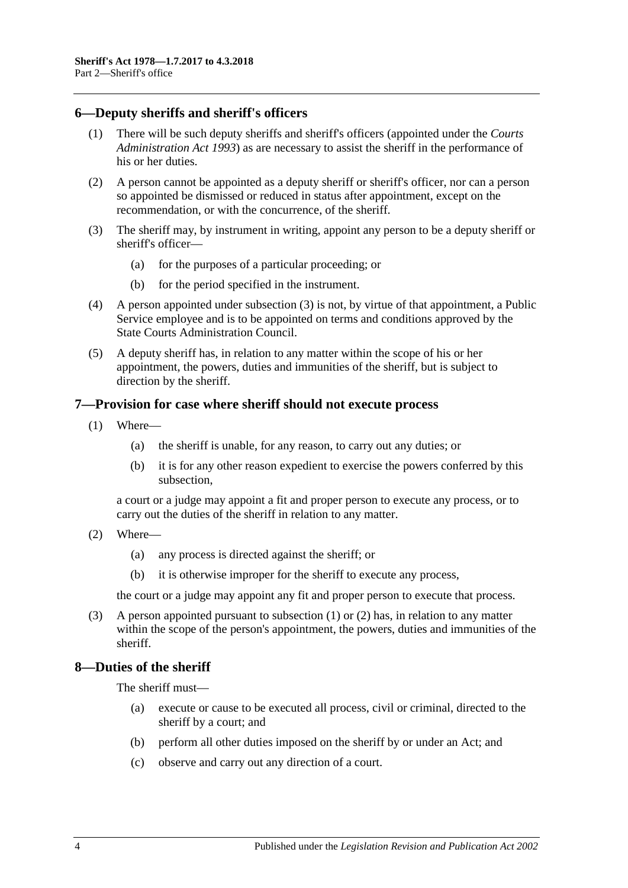## 6—Deputy sheriffs and sheriff's officers

(1) There will be such deputy sheriffs and sheriff's officers (appointed under the *Courts Administration Act 1993*) as are necessary to assist the sheriff in the performance of his or her duties.

(2) A person cannot be appointed as a deputy sheriff or sheriff's officer, nor can a person so appointed be dismissed or reduced in status after appointment, except on the recommendation, or with the concurrence, of the sheriff.

(3) The sheriff may, by instrument in writing, appoint any person to be a deputy sheriff or sheriff's officer—

- (a) for the purposes of a particular proceeding; or
- (b) for the period specified in the instrument.

(4) A person appointed under subsection (3) is not, by virtue of that appointment, a Public Service employee and is to be appointed on terms and conditions approved by the State Courts Administration Council.

(5) A deputy sheriff has, in relation to any matter within the scope of his or her appointment, the powers, duties and immunities of the sheriff, but is subject to direction by the sheriff.

## 7—Provision for case where sheriff should not execute process

(1) Where—

- (a) the sheriff is unable, for any reason, to carry out any duties; or
- (b) it is for any other reason expedient to exercise the powers conferred by this subsection,

a court or a judge may appoint a fit and proper person to execute any process, or to carry out the duties of the sheriff in relation to any matter.

(2) Where—

- (a) any process is directed against the sheriff; or
- (b) it is otherwise improper for the sheriff to execute any process,

the court or a judge may appoint any fit and proper person to execute that process.

(3) A person appointed pursuant to subsection (1) or (2) has, in relation to any matter within the scope of the person's appointment, the powers, duties and immunities of the sheriff.

## 8—Duties of the sheriff

The sheriff must—

- (a) execute or cause to be executed all process, civil or criminal, directed to the sheriff by a court; and
- (b) perform all other duties imposed on the sheriff by or under an Act; and
- (c) observe and carry out any direction of a court.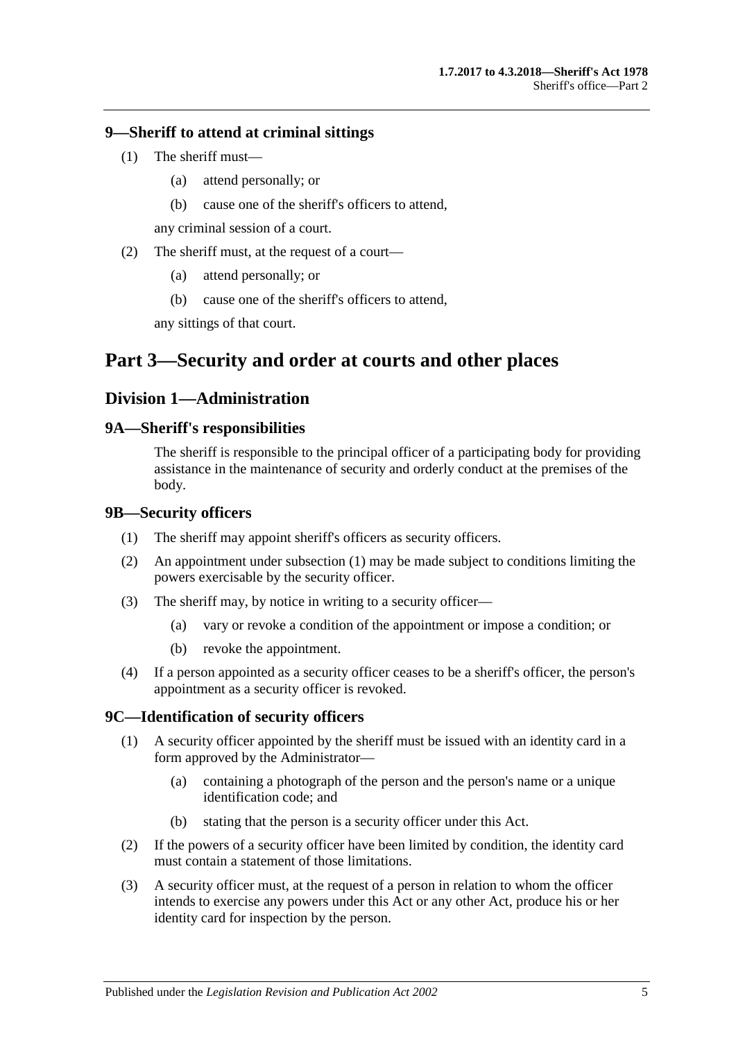### 9—Sheriff to attend at criminal sittings

(1) The sheriff must—

(a) attend personally; or

(b) cause one of the sheriff's officers to attend,

any criminal session of a court.

(2) The sheriff must, at the request of a court—

(a) attend personally; or

(b) cause one of the sheriff's officers to attend,

any sittings of that court.

# Part 3—Security and order at courts and other places

## Division 1—Administration

### 9A—Sheriff's responsibilities

The sheriff is responsible to the principal officer of a participating body for providing assistance in the maintenance of security and orderly conduct at the premises of the body.

### 9B—Security officers

(1) The sheriff may appoint sheriff's officers as security officers.

(2) An appointment under subsection (1) may be made subject to conditions limiting the powers exercisable by the security officer.

(3) The sheriff may, by notice in writing to a security officer—

(a) vary or revoke a condition of the appointment or impose a condition; or

(b) revoke the appointment.

(4) If a person appointed as a security officer ceases to be a sheriff's officer, the person's appointment as a security officer is revoked.

### 9C—Identification of security officers

(1) A security officer appointed by the sheriff must be issued with an identity card in a form approved by the Administrator—

(a) containing a photograph of the person and the person's name or a unique identification code; and

(b) stating that the person is a security officer under this Act.

(2) If the powers of a security officer have been limited by condition, the identity card must contain a statement of those limitations.

(3) A security officer must, at the request of a person in relation to whom the officer intends to exercise any powers under this Act or any other Act, produce his or her identity card for inspection by the person.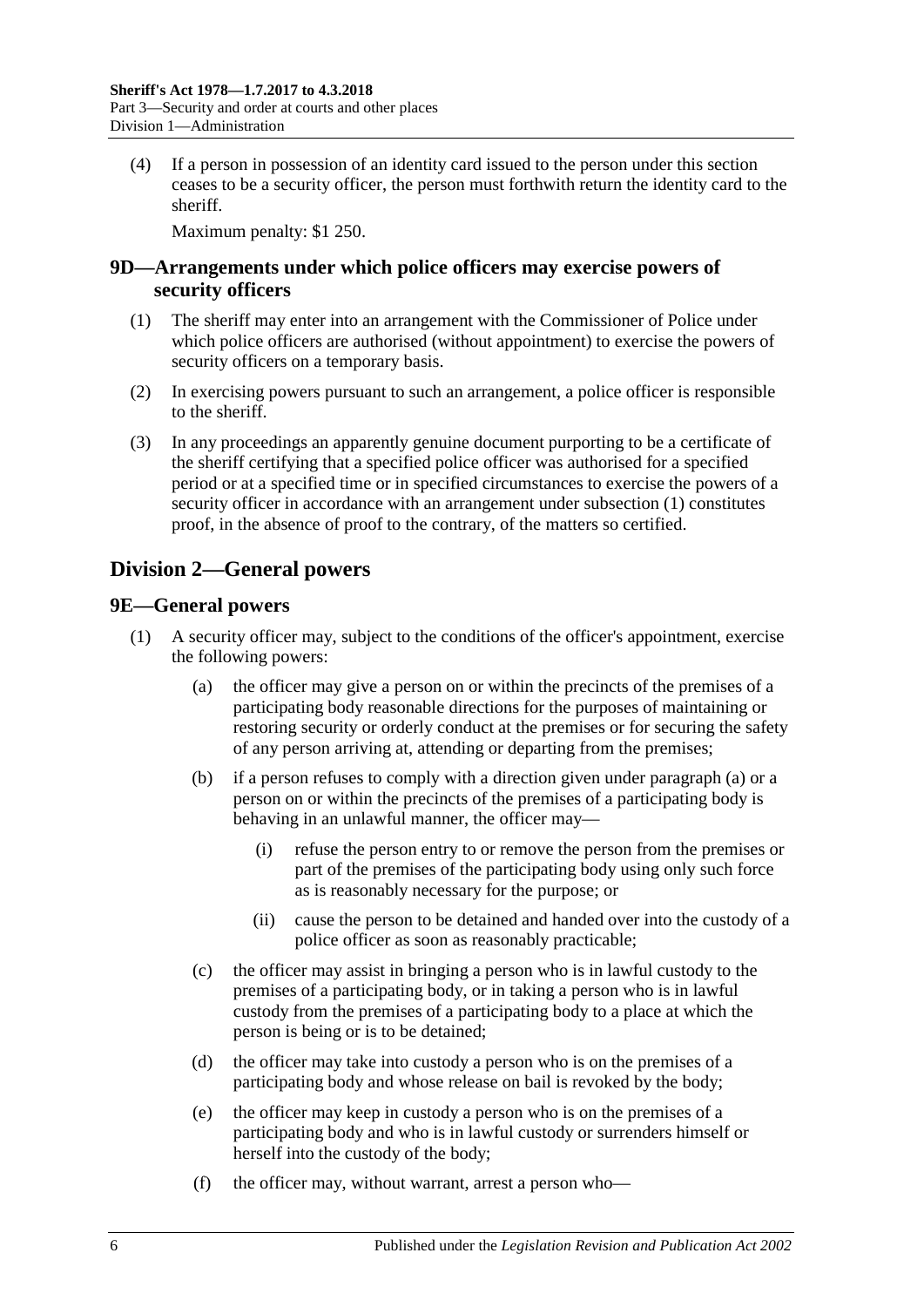(4) If a person in possession of an identity card issued to the person under this section ceases to be a security officer, the person must forthwith return the identity card to the sheriff.

Maximum penalty: $1 250.

## 9D—Arrangements under which police officers may exercise powers of security officers

(1) The sheriff may enter into an arrangement with the Commissioner of Police under which police officers are authorised (without appointment) to exercise the powers of security officers on a temporary basis.

(2) In exercising powers pursuant to such an arrangement, a police officer is responsible to the sheriff.

(3) In any proceedings an apparently genuine document purporting to be a certificate of the sheriff certifying that a specified police officer was authorised for a specified period or at a specified time or in specified circumstances to exercise the powers of a security officer in accordance with an arrangement under subsection (1) constitutes proof, in the absence of proof to the contrary, of the matters so certified.

# Division 2—General powers

## 9E—General powers

(1) A security officer may, subject to the conditions of the officer's appointment, exercise the following powers:

- (a) the officer may give a person on or within the precincts of the premises of a participating body reasonable directions for the purposes of maintaining or restoring security or orderly conduct at the premises or for securing the safety of any person arriving at, attending or departing from the premises;
- (b) if a person refuses to comply with a direction given under paragraph (a) or a person on or within the precincts of the premises of a participating body is behaving in an unlawful manner, the officer may—
  - (i) refuse the person entry to or remove the person from the premises or part of the premises of the participating body using only such force as is reasonably necessary for the purpose; or
  - (ii) cause the person to be detained and handed over into the custody of a police officer as soon as reasonably practicable;
- (c) the officer may assist in bringing a person who is in lawful custody to the premises of a participating body, or in taking a person who is in lawful custody from the premises of a participating body to a place at which the person is being or is to be detained;
- (d) the officer may take into custody a person who is on the premises of a participating body and whose release on bail is revoked by the body;
- (e) the officer may keep in custody a person who is on the premises of a participating body and who is in lawful custody or surrenders himself or herself into the custody of the body;
- (f) the officer may, without warrant, arrest a person who—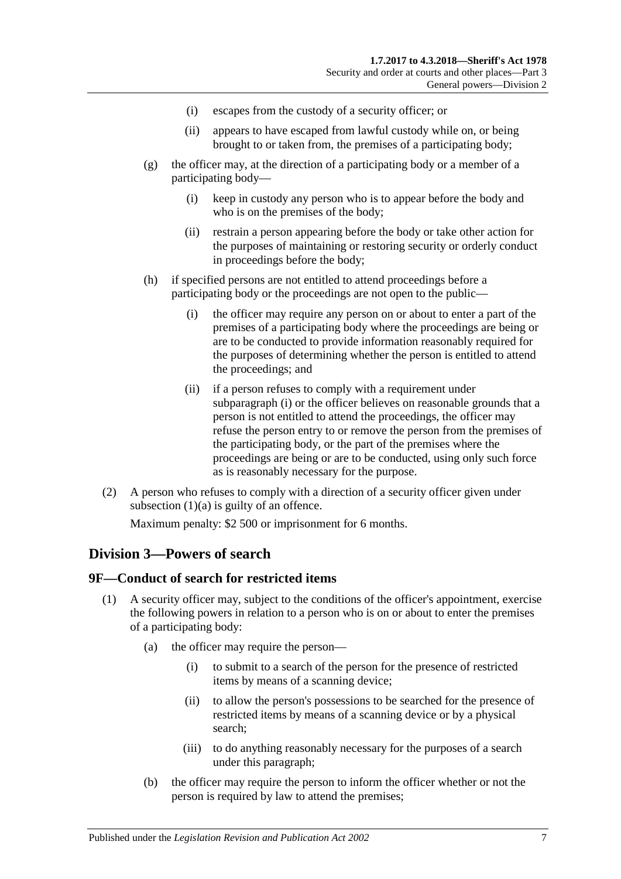(i) escapes from the custody of a security officer; or

(ii) appears to have escaped from lawful custody while on, or being brought to or taken from, the premises of a participating body;

(g) the officer may, at the direction of a participating body or a member of a participating body—

(i) keep in custody any person who is to appear before the body and who is on the premises of the body;

(ii) restrain a person appearing before the body or take other action for the purposes of maintaining or restoring security or orderly conduct in proceedings before the body;

(h) if specified persons are not entitled to attend proceedings before a participating body or the proceedings are not open to the public—

(i) the officer may require any person on or about to enter a part of the premises of a participating body where the proceedings are being or are to be conducted to provide information reasonably required for the purposes of determining whether the person is entitled to attend the proceedings; and

(ii) if a person refuses to comply with a requirement under subparagraph (i) or the officer believes on reasonable grounds that a person is not entitled to attend the proceedings, the officer may refuse the person entry to or remove the person from the premises of the participating body, or the part of the premises where the proceedings are being or are to be conducted, using only such force as is reasonably necessary for the purpose.

(2) A person who refuses to comply with a direction of a security officer given under subsection (1)(a) is guilty of an offence.

Maximum penalty: $2 500 or imprisonment for 6 months.

## Division 3—Powers of search

### 9F—Conduct of search for restricted items

(1) A security officer may, subject to the conditions of the officer's appointment, exercise the following powers in relation to a person who is on or about to enter the premises of a participating body:

(a) the officer may require the person—

(i) to submit to a search of the person for the presence of restricted items by means of a scanning device;

(ii) to allow the person's possessions to be searched for the presence of restricted items by means of a scanning device or by a physical search;

(iii) to do anything reasonably necessary for the purposes of a search under this paragraph;

(b) the officer may require the person to inform the officer whether or not the person is required by law to attend the premises;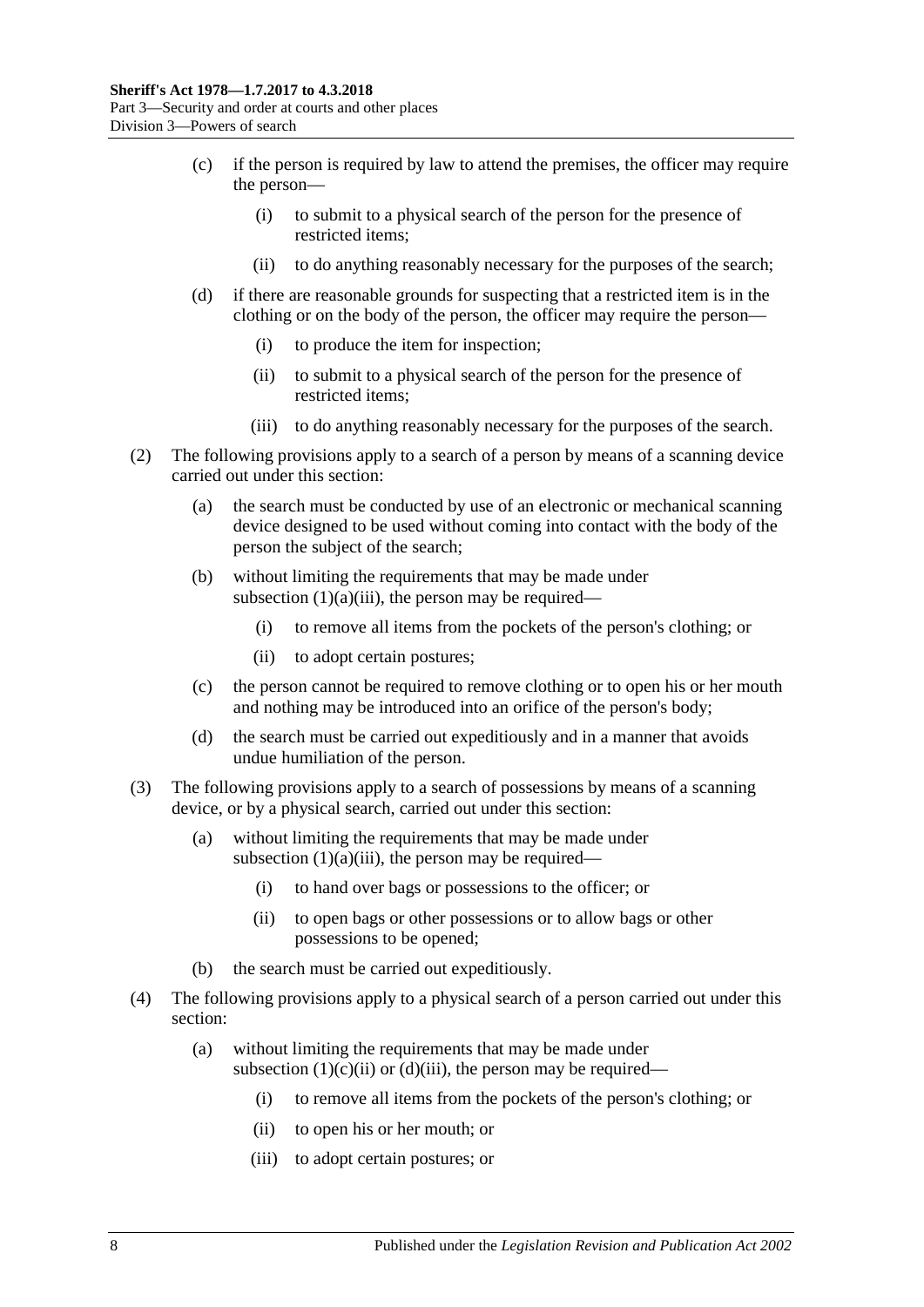(c) if the person is required by law to attend the premises, the officer may require the person—

(i) to submit to a physical search of the person for the presence of restricted items;

(ii) to do anything reasonably necessary for the purposes of the search;

(d) if there are reasonable grounds for suspecting that a restricted item is in the clothing or on the body of the person, the officer may require the person—

(i) to produce the item for inspection;

(ii) to submit to a physical search of the person for the presence of restricted items;

(iii) to do anything reasonably necessary for the purposes of the search.

(2) The following provisions apply to a search of a person by means of a scanning device carried out under this section:

(a) the search must be conducted by use of an electronic or mechanical scanning device designed to be used without coming into contact with the body of the person the subject of the search;

(b) without limiting the requirements that may be made under subsection (1)(a)(iii), the person may be required—

(i) to remove all items from the pockets of the person's clothing; or

(ii) to adopt certain postures;

(c) the person cannot be required to remove clothing or to open his or her mouth and nothing may be introduced into an orifice of the person's body;

(d) the search must be carried out expeditiously and in a manner that avoids undue humiliation of the person.

(3) The following provisions apply to a search of possessions by means of a scanning device, or by a physical search, carried out under this section:

(a) without limiting the requirements that may be made under subsection (1)(a)(iii), the person may be required—

(i) to hand over bags or possessions to the officer; or

(ii) to open bags or other possessions or to allow bags or other possessions to be opened;

(b) the search must be carried out expeditiously.

(4) The following provisions apply to a physical search of a person carried out under this section:

(a) without limiting the requirements that may be made under subsection (1)(c)(ii) or (d)(iii), the person may be required—

(i) to remove all items from the pockets of the person's clothing; or

(ii) to open his or her mouth; or

(iii) to adopt certain postures; or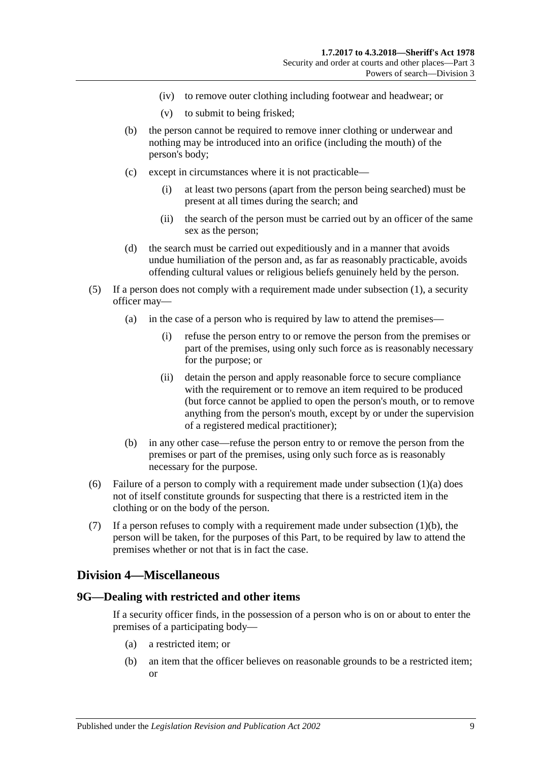- (iv) to remove outer clothing including footwear and headwear; or
- (v) to submit to being frisked;

(b) the person cannot be required to remove inner clothing or underwear and nothing may be introduced into an orifice (including the mouth) of the person's body;

(c) except in circumstances where it is not practicable—

- (i) at least two persons (apart from the person being searched) must be present at all times during the search; and
- (ii) the search of the person must be carried out by an officer of the same sex as the person;

(d) the search must be carried out expeditiously and in a manner that avoids undue humiliation of the person and, as far as reasonably practicable, avoids offending cultural values or religious beliefs genuinely held by the person.

(5) If a person does not comply with a requirement made under subsection (1), a security officer may—

(a) in the case of a person who is required by law to attend the premises—

- (i) refuse the person entry to or remove the person from the premises or part of the premises, using only such force as is reasonably necessary for the purpose; or
- (ii) detain the person and apply reasonable force to secure compliance with the requirement or to remove an item required to be produced (but force cannot be applied to open the person's mouth, or to remove anything from the person's mouth, except by or under the supervision of a registered medical practitioner);

(b) in any other case—refuse the person entry to or remove the person from the premises or part of the premises, using only such force as is reasonably necessary for the purpose.

(6) Failure of a person to comply with a requirement made under subsection (1)(a) does not of itself constitute grounds for suspecting that there is a restricted item in the clothing or on the body of the person.

(7) If a person refuses to comply with a requirement made under subsection (1)(b), the person will be taken, for the purposes of this Part, to be required by law to attend the premises whether or not that is in fact the case.

## Division 4—Miscellaneous

### 9G—Dealing with restricted and other items

If a security officer finds, in the possession of a person who is on or about to enter the premises of a participating body—

(a) a restricted item; or

(b) an item that the officer believes on reasonable grounds to be a restricted item; or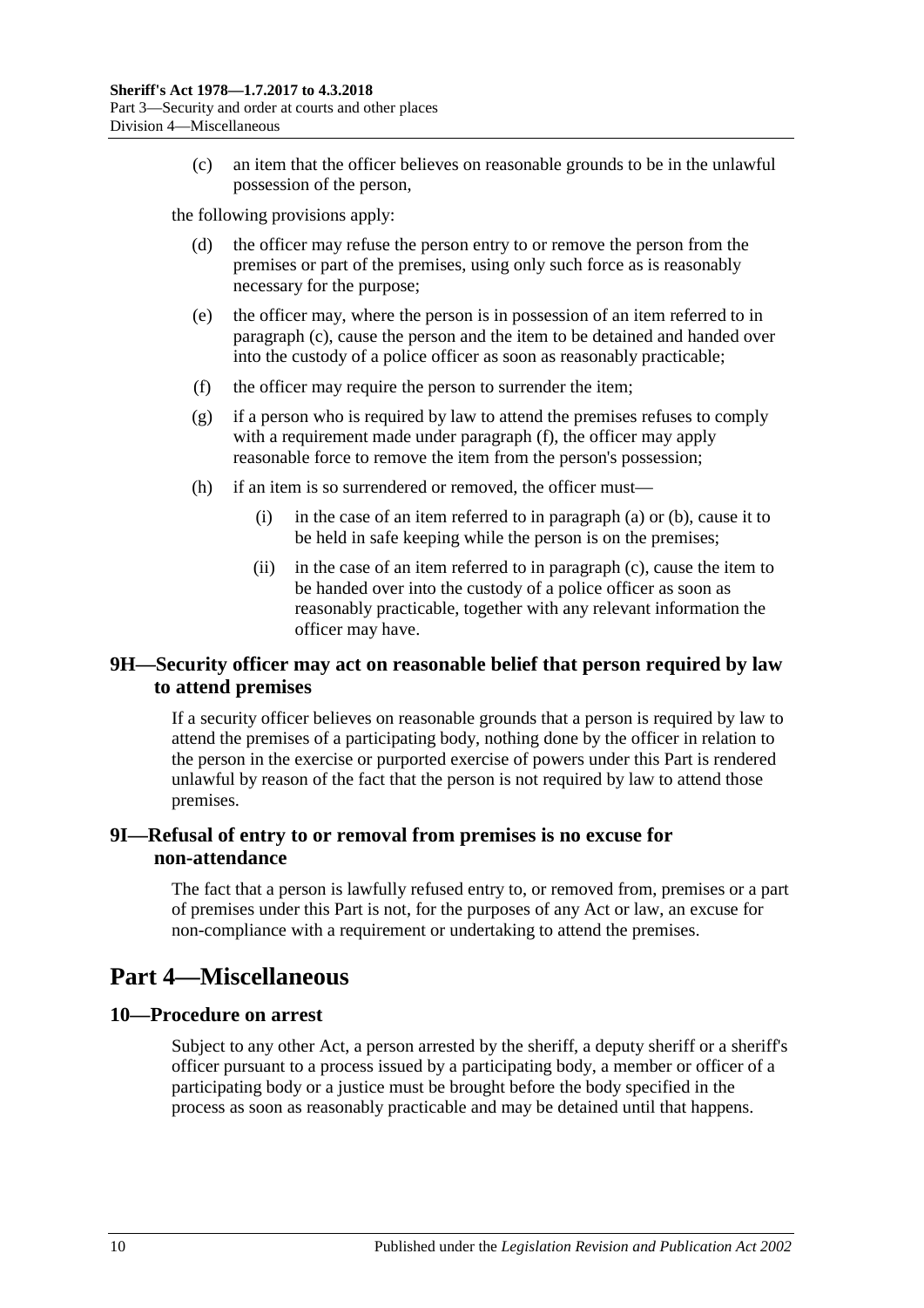(c) an item that the officer believes on reasonable grounds to be in the unlawful possession of the person,

the following provisions apply:

(d) the officer may refuse the person entry to or remove the person from the premises or part of the premises, using only such force as is reasonably necessary for the purpose;

(e) the officer may, where the person is in possession of an item referred to in paragraph (c), cause the person and the item to be detained and handed over into the custody of a police officer as soon as reasonably practicable;

(f) the officer may require the person to surrender the item;

(g) if a person who is required by law to attend the premises refuses to comply with a requirement made under paragraph (f), the officer may apply reasonable force to remove the item from the person's possession;

(h) if an item is so surrendered or removed, the officer must—

(i) in the case of an item referred to in paragraph (a) or (b), cause it to be held in safe keeping while the person is on the premises;

(ii) in the case of an item referred to in paragraph (c), cause the item to be handed over into the custody of a police officer as soon as reasonably practicable, together with any relevant information the officer may have.

### 9H—Security officer may act on reasonable belief that person required by law to attend premises

If a security officer believes on reasonable grounds that a person is required by law to attend the premises of a participating body, nothing done by the officer in relation to the person in the exercise or purported exercise of powers under this Part is rendered unlawful by reason of the fact that the person is not required by law to attend those premises.

### 9I—Refusal of entry to or removal from premises is no excuse for non-attendance

The fact that a person is lawfully refused entry to, or removed from, premises or a part of premises under this Part is not, for the purposes of any Act or law, an excuse for non-compliance with a requirement or undertaking to attend the premises.

## Part 4—Miscellaneous

### 10—Procedure on arrest

Subject to any other Act, a person arrested by the sheriff, a deputy sheriff or a sheriff's officer pursuant to a process issued by a participating body, a member or officer of a participating body or a justice must be brought before the body specified in the process as soon as reasonably practicable and may be detained until that happens.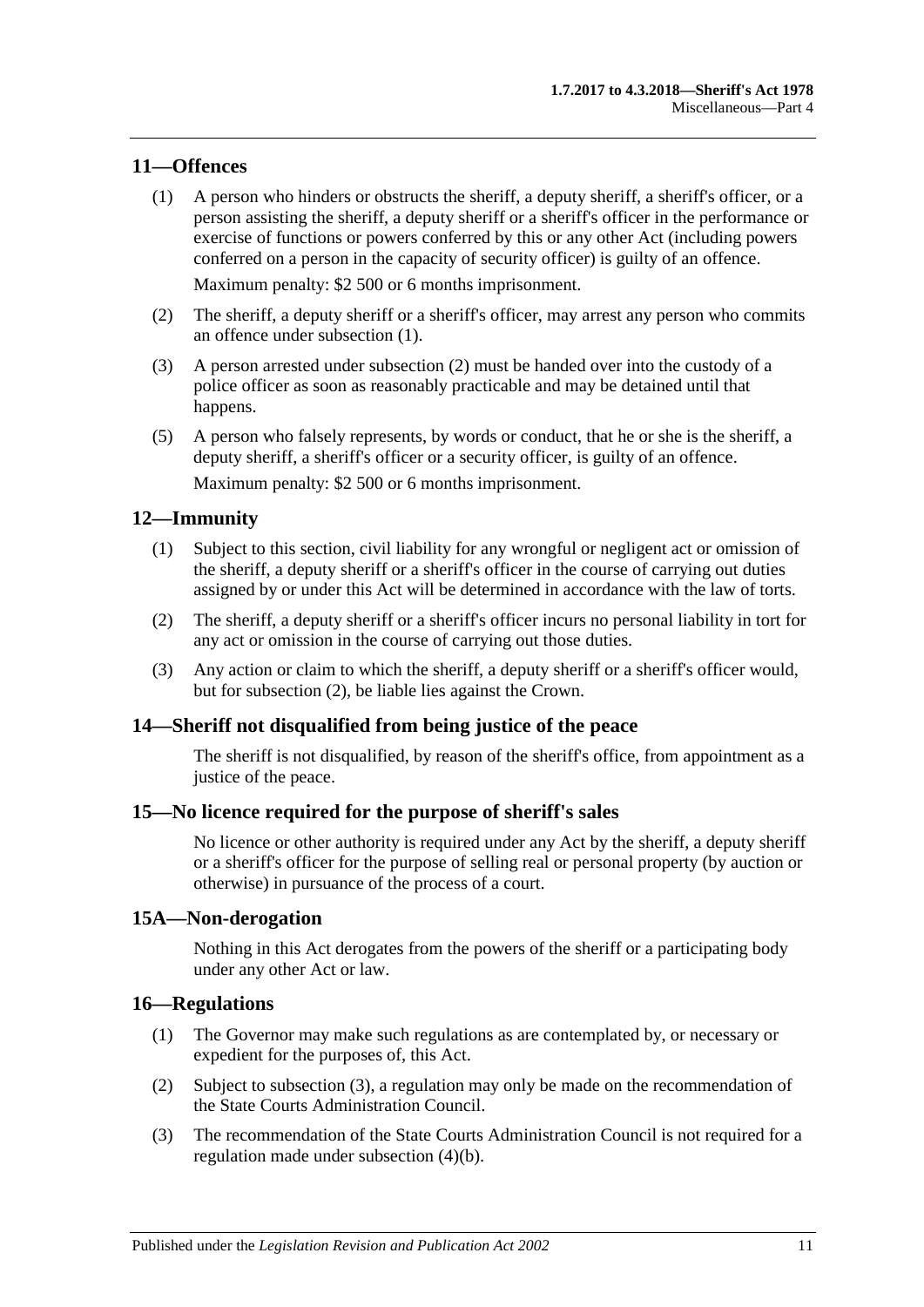## 11—Offences

(1) A person who hinders or obstructs the sheriff, a deputy sheriff, a sheriff's officer, or a person assisting the sheriff, a deputy sheriff or a sheriff's officer in the performance or exercise of functions or powers conferred by this or any other Act (including powers conferred on a person in the capacity of security officer) is guilty of an offence.

Maximum penalty: $2 500 or 6 months imprisonment.

(2) The sheriff, a deputy sheriff or a sheriff's officer, may arrest any person who commits an offence under subsection (1).

(3) A person arrested under subsection (2) must be handed over into the custody of a police officer as soon as reasonably practicable and may be detained until that happens.

(5) A person who falsely represents, by words or conduct, that he or she is the sheriff, a deputy sheriff, a sheriff's officer or a security officer, is guilty of an offence.

Maximum penalty: $2 500 or 6 months imprisonment.

## 12—Immunity

(1) Subject to this section, civil liability for any wrongful or negligent act or omission of the sheriff, a deputy sheriff or a sheriff's officer in the course of carrying out duties assigned by or under this Act will be determined in accordance with the law of torts.

(2) The sheriff, a deputy sheriff or a sheriff's officer incurs no personal liability in tort for any act or omission in the course of carrying out those duties.

(3) Any action or claim to which the sheriff, a deputy sheriff or a sheriff's officer would, but for subsection (2), be liable lies against the Crown.

## 14—Sheriff not disqualified from being justice of the peace

The sheriff is not disqualified, by reason of the sheriff's office, from appointment as a justice of the peace.

## 15—No licence required for the purpose of sheriff's sales

No licence or other authority is required under any Act by the sheriff, a deputy sheriff or a sheriff's officer for the purpose of selling real or personal property (by auction or otherwise) in pursuance of the process of a court.

## 15A—Non-derogation

Nothing in this Act derogates from the powers of the sheriff or a participating body under any other Act or law.

## 16—Regulations

(1) The Governor may make such regulations as are contemplated by, or necessary or expedient for the purposes of, this Act.

(2) Subject to subsection (3), a regulation may only be made on the recommendation of the State Courts Administration Council.

(3) The recommendation of the State Courts Administration Council is not required for a regulation made under subsection (4)(b).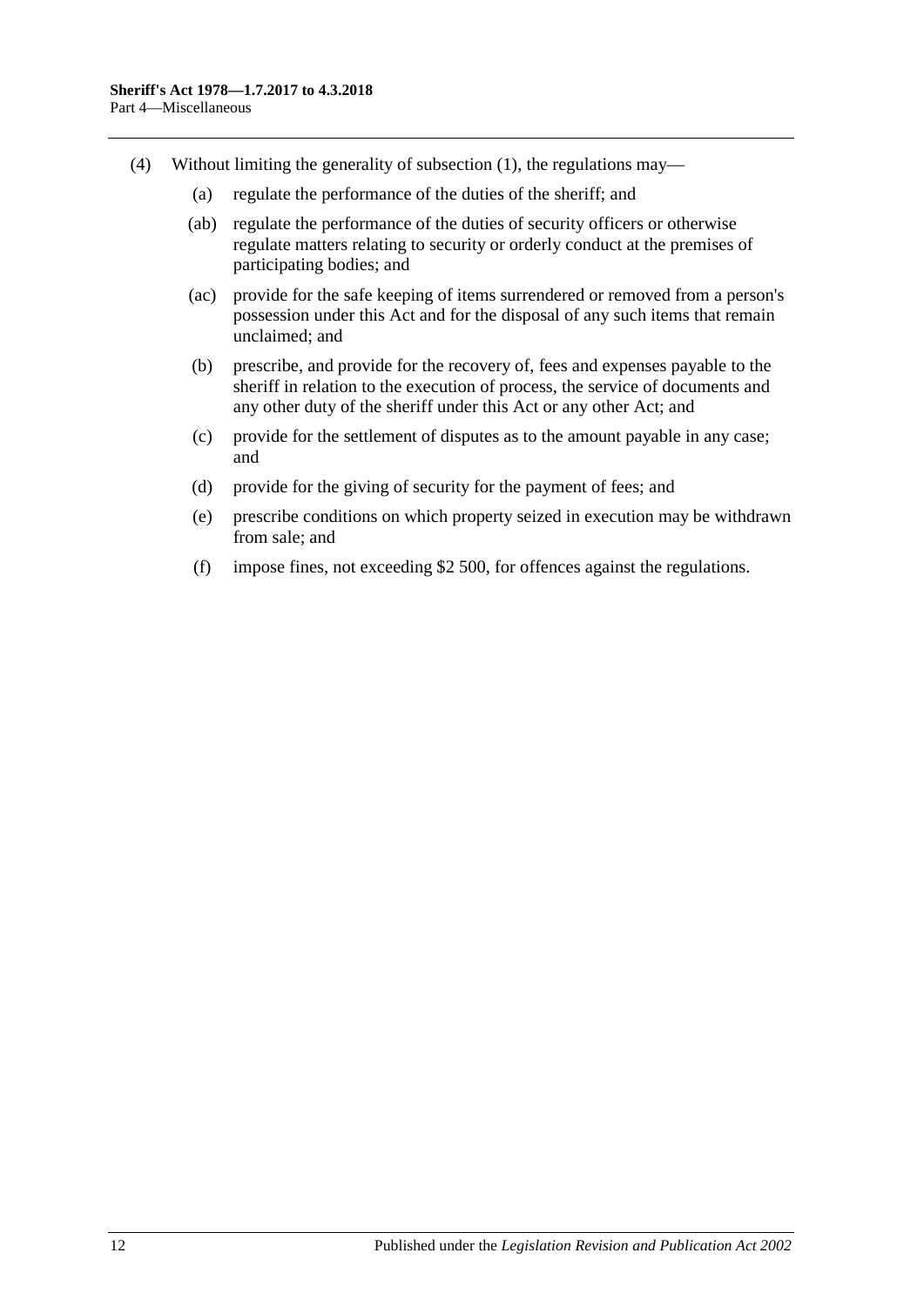(4) Without limiting the generality of subsection (1), the regulations may—

(a) regulate the performance of the duties of the sheriff; and

(ab) regulate the performance of the duties of security officers or otherwise regulate matters relating to security or orderly conduct at the premises of participating bodies; and

(ac) provide for the safe keeping of items surrendered or removed from a person's possession under this Act and for the disposal of any such items that remain unclaimed; and

(b) prescribe, and provide for the recovery of, fees and expenses payable to the sheriff in relation to the execution of process, the service of documents and any other duty of the sheriff under this Act or any other Act; and

(c) provide for the settlement of disputes as to the amount payable in any case; and

(d) provide for the giving of security for the payment of fees; and

(e) prescribe conditions on which property seized in execution may be withdrawn from sale; and

(f) impose fines, not exceeding $2 500, for offences against the regulations.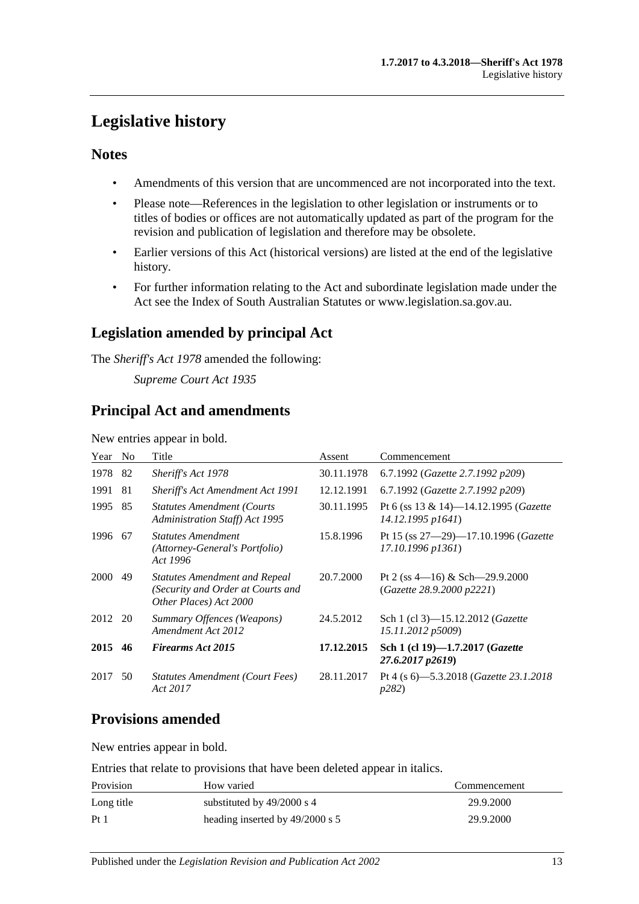# Legislative history

## Notes

- Amendments of this version that are uncommenced are not incorporated into the text.
- Please note—References in the legislation to other legislation or instruments or to titles of bodies or offices are not automatically updated as part of the program for the revision and publication of legislation and therefore may be obsolete.
- Earlier versions of this Act (historical versions) are listed at the end of the legislative history.
- For further information relating to the Act and subordinate legislation made under the Act see the Index of South Australian Statutes or www.legislation.sa.gov.au.

## Legislation amended by principal Act

The *Sheriff's Act 1978* amended the following:

*Supreme Court Act 1935*

## Principal Act and amendments

New entries appear in bold.

| Year | No | Title | Assent | Commencement |
|---|---|---|---|---|
| 1978 | 82 | *Sheriff's Act 1978* | 30.11.1978 | 6.7.1992 (*Gazette 2.7.1992 p209*) |
| 1991 | 81 | *Sheriff's Act Amendment Act 1991* | 12.12.1991 | 6.7.1992 (*Gazette 2.7.1992 p209*) |
| 1995 | 85 | *Statutes Amendment (Courts Administration Staff) Act 1995* | 30.11.1995 | Pt 6 (ss 13 & 14)—14.12.1995 (*Gazette 14.12.1995 p1641*) |
| 1996 | 67 | *Statutes Amendment (Attorney-General's Portfolio) Act 1996* | 15.8.1996 | Pt 15 (ss 27—29)—17.10.1996 (*Gazette 17.10.1996 p1361*) |
| 2000 | 49 | *Statutes Amendment and Repeal (Security and Order at Courts and Other Places) Act 2000* | 20.7.2000 | Pt 2 (ss 4—16) & Sch—29.9.2000 (*Gazette 28.9.2000 p2221*) |
| 2012 | 20 | *Summary Offences (Weapons) Amendment Act 2012* | 24.5.2012 | Sch 1 (cl 3)—15.12.2012 (*Gazette 15.11.2012 p5009*) |
| **2015** | **46** | ***Firearms Act 2015*** | **17.12.2015** | **Sch 1 (cl 19)—1.7.2017 (*Gazette 27.6.2017 p2619*)** |
| 2017 | 50 | *Statutes Amendment (Court Fees) Act 2017* | 28.11.2017 | Pt 4 (s 6)—5.3.2018 (*Gazette 23.1.2018 p282*) |

## Provisions amended

New entries appear in bold.

Entries that relate to provisions that have been deleted appear in italics.

| Provision | How varied | Commencement |
|---|---|---|
| Long title | substituted by 49/2000 s 4 | 29.9.2000 |
| Pt 1 | heading inserted by 49/2000 s 5 | 29.9.2000 |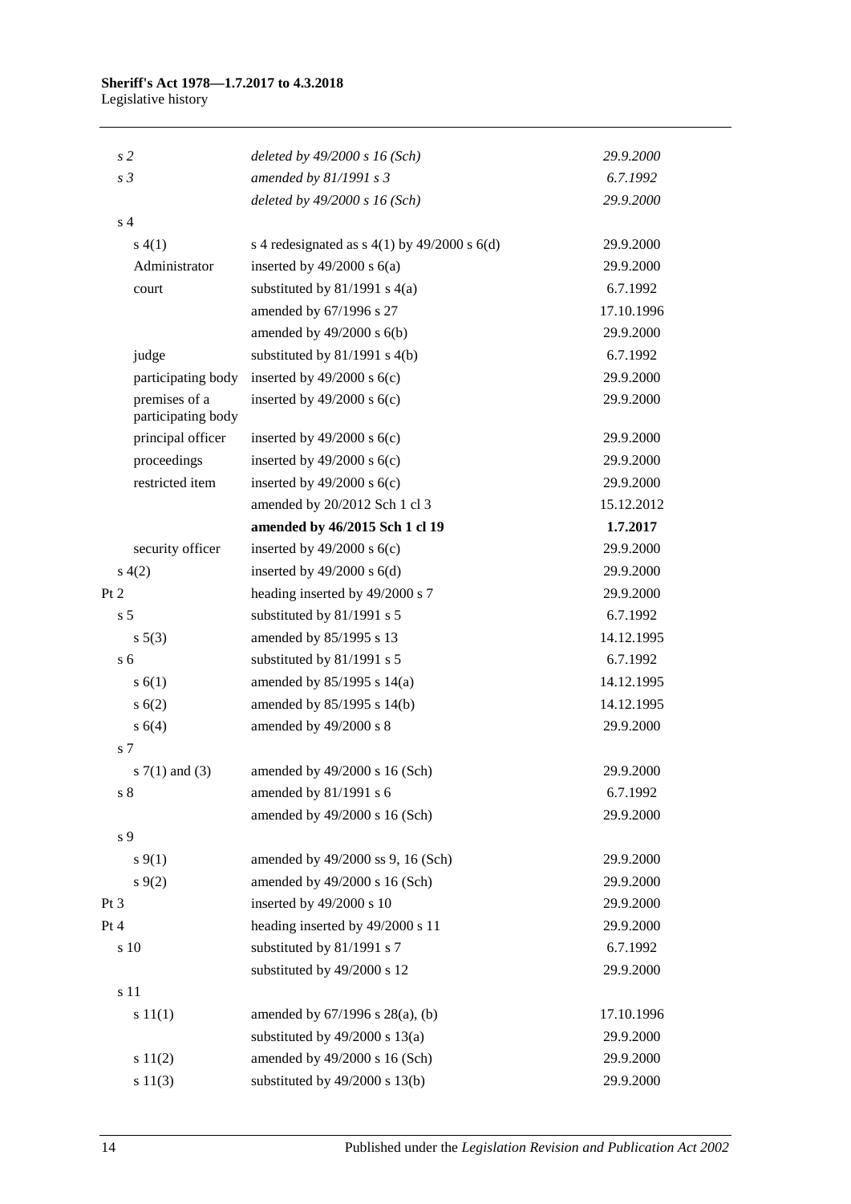| | | |
|---|---|---|
| *s 2* | *deleted by 49/2000 s 16 (Sch)* | *29.9.2000* |
| *s 3* | *amended by 81/1991 s 3* | *6.7.1992* |
| | *deleted by 49/2000 s 16 (Sch)* | *29.9.2000* |
| s 4 | | |
| s 4(1) | s 4 redesignated as s 4(1) by 49/2000 s 6(d) | 29.9.2000 |
| Administrator | inserted by 49/2000 s 6(a) | 29.9.2000 |
| court | substituted by 81/1991 s 4(a) | 6.7.1992 |
| | amended by 67/1996 s 27 | 17.10.1996 |
| | amended by 49/2000 s 6(b) | 29.9.2000 |
| judge | substituted by 81/1991 s 4(b) | 6.7.1992 |
| participating body | inserted by 49/2000 s 6(c) | 29.9.2000 |
| premises of a participating body | inserted by 49/2000 s 6(c) | 29.9.2000 |
| principal officer | inserted by 49/2000 s 6(c) | 29.9.2000 |
| proceedings | inserted by 49/2000 s 6(c) | 29.9.2000 |
| restricted item | inserted by 49/2000 s 6(c) | 29.9.2000 |
| | amended by 20/2012 Sch 1 cl 3 | 15.12.2012 |
| | **amended by 46/2015 Sch 1 cl 19** | **1.7.2017** |
| security officer | inserted by 49/2000 s 6(c) | 29.9.2000 |
| s 4(2) | inserted by 49/2000 s 6(d) | 29.9.2000 |
| Pt 2 | heading inserted by 49/2000 s 7 | 29.9.2000 |
| s 5 | substituted by 81/1991 s 5 | 6.7.1992 |
| s 5(3) | amended by 85/1995 s 13 | 14.12.1995 |
| s 6 | substituted by 81/1991 s 5 | 6.7.1992 |
| s 6(1) | amended by 85/1995 s 14(a) | 14.12.1995 |
| s 6(2) | amended by 85/1995 s 14(b) | 14.12.1995 |
| s 6(4) | amended by 49/2000 s 8 | 29.9.2000 |
| s 7 | | |
| s 7(1) and (3) | amended by 49/2000 s 16 (Sch) | 29.9.2000 |
| s 8 | amended by 81/1991 s 6 | 6.7.1992 |
| | amended by 49/2000 s 16 (Sch) | 29.9.2000 |
| s 9 | | |
| s 9(1) | amended by 49/2000 ss 9, 16 (Sch) | 29.9.2000 |
| s 9(2) | amended by 49/2000 s 16 (Sch) | 29.9.2000 |
| Pt 3 | inserted by 49/2000 s 10 | 29.9.2000 |
| Pt 4 | heading inserted by 49/2000 s 11 | 29.9.2000 |
| s 10 | substituted by 81/1991 s 7 | 6.7.1992 |
| | substituted by 49/2000 s 12 | 29.9.2000 |
| s 11 | | |
| s 11(1) | amended by 67/1996 s 28(a), (b) | 17.10.1996 |
| | substituted by 49/2000 s 13(a) | 29.9.2000 |
| s 11(2) | amended by 49/2000 s 16 (Sch) | 29.9.2000 |
| s 11(3) | substituted by 49/2000 s 13(b) | 29.9.2000 |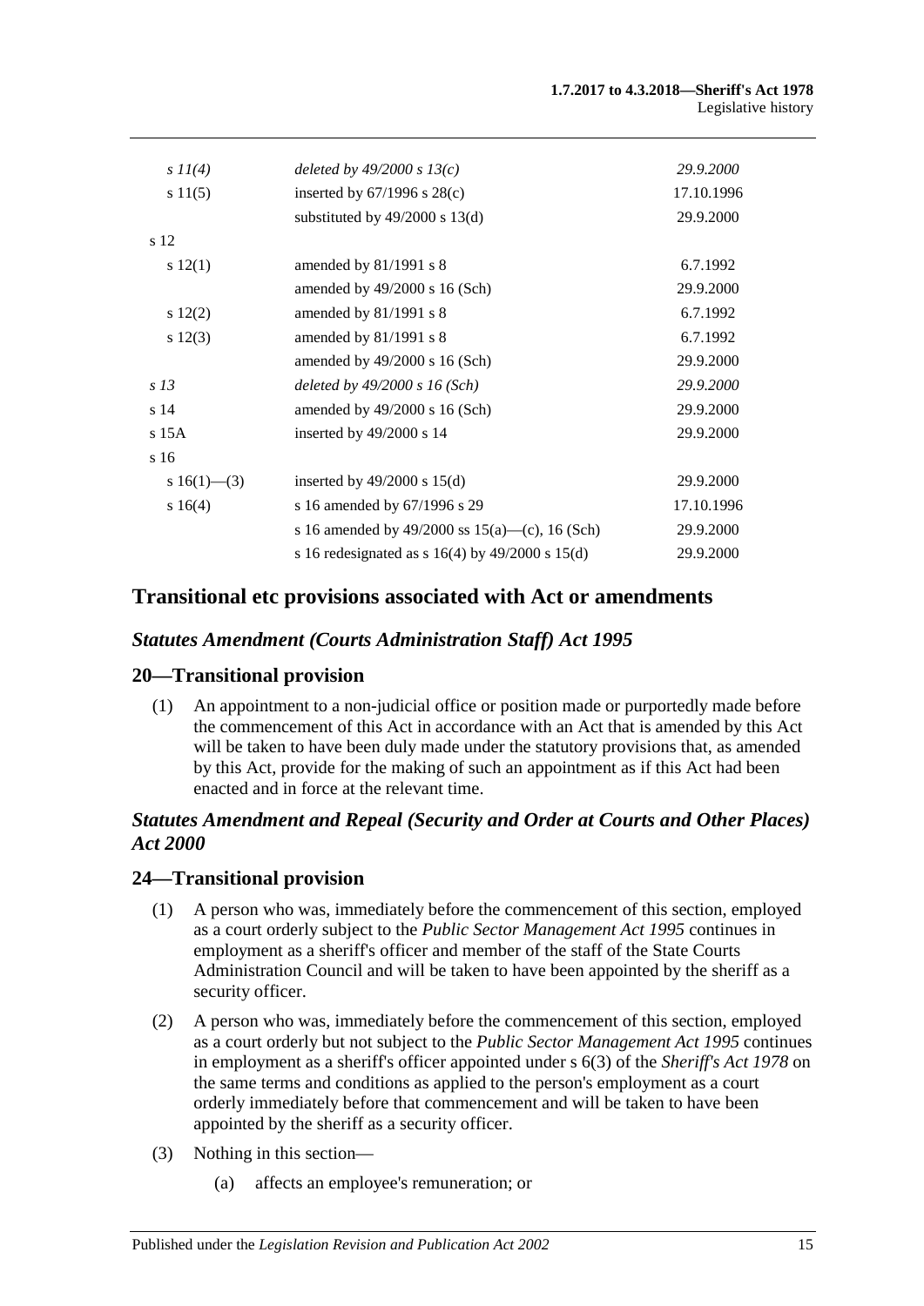| | | |
|---|---|---|
| *s 11(4)* | *deleted by 49/2000 s 13(c)* | *29.9.2000* |
| s 11(5) | inserted by 67/1996 s 28(c) | 17.10.1996 |
| | substituted by 49/2000 s 13(d) | 29.9.2000 |
| s 12 | | |
| s 12(1) | amended by 81/1991 s 8 | 6.7.1992 |
| | amended by 49/2000 s 16 (Sch) | 29.9.2000 |
| s 12(2) | amended by 81/1991 s 8 | 6.7.1992 |
| s 12(3) | amended by 81/1991 s 8 | 6.7.1992 |
| | amended by 49/2000 s 16 (Sch) | 29.9.2000 |
| *s 13* | *deleted by 49/2000 s 16 (Sch)* | *29.9.2000* |
| s 14 | amended by 49/2000 s 16 (Sch) | 29.9.2000 |
| s 15A | inserted by 49/2000 s 14 | 29.9.2000 |
| s 16 | | |
| s 16(1)—(3) | inserted by 49/2000 s 15(d) | 29.9.2000 |
| s 16(4) | s 16 amended by 67/1996 s 29 | 17.10.1996 |
| | s 16 amended by 49/2000 ss 15(a)—(c), 16 (Sch) | 29.9.2000 |
| | s 16 redesignated as s 16(4) by 49/2000 s 15(d) | 29.9.2000 |

## Transitional etc provisions associated with Act or amendments

### *Statutes Amendment (Courts Administration Staff) Act 1995*

### 20—Transitional provision

(1) An appointment to a non-judicial office or position made or purportedly made before the commencement of this Act in accordance with an Act that is amended by this Act will be taken to have been duly made under the statutory provisions that, as amended by this Act, provide for the making of such an appointment as if this Act had been enacted and in force at the relevant time.

### *Statutes Amendment and Repeal (Security and Order at Courts and Other Places) Act 2000*

### 24—Transitional provision

(1) A person who was, immediately before the commencement of this section, employed as a court orderly subject to the *Public Sector Management Act 1995* continues in employment as a sheriff's officer and member of the staff of the State Courts Administration Council and will be taken to have been appointed by the sheriff as a security officer.

(2) A person who was, immediately before the commencement of this section, employed as a court orderly but not subject to the *Public Sector Management Act 1995* continues in employment as a sheriff's officer appointed under s 6(3) of the *Sheriff's Act 1978* on the same terms and conditions as applied to the person's employment as a court orderly immediately before that commencement and will be taken to have been appointed by the sheriff as a security officer.

(3) Nothing in this section—

(a) affects an employee's remuneration; or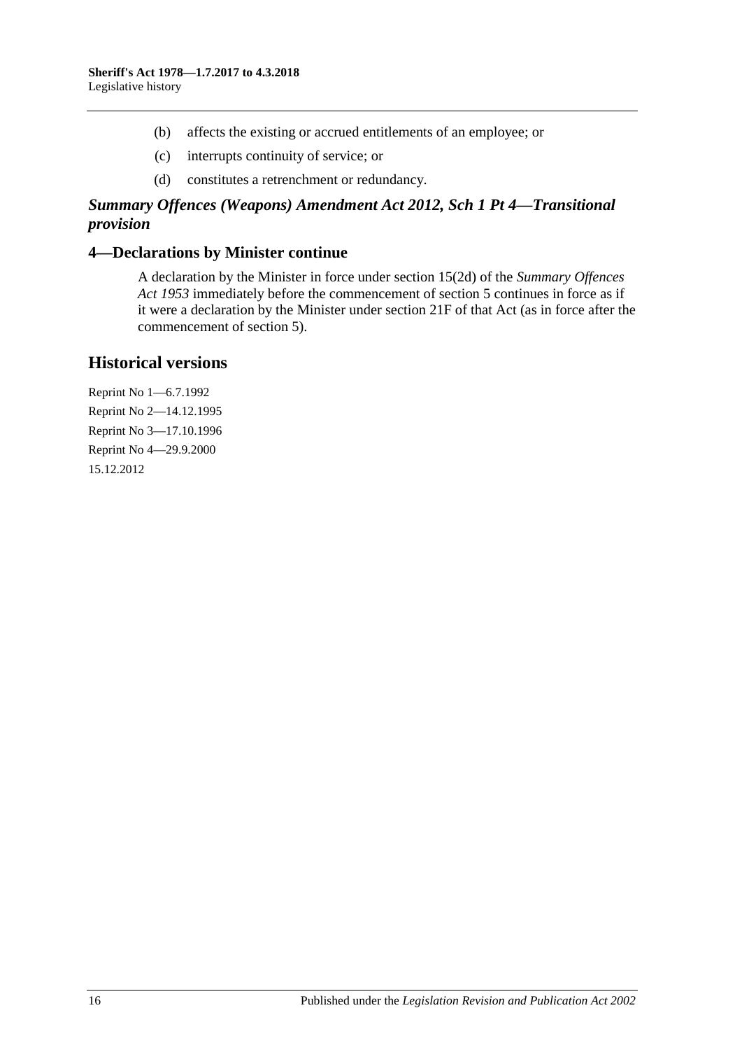(b) affects the existing or accrued entitlements of an employee; or

(c) interrupts continuity of service; or

(d) constitutes a retrenchment or redundancy.

### *Summary Offences (Weapons) Amendment Act 2012, Sch 1 Pt 4—Transitional provision*

### 4—Declarations by Minister continue

A declaration by the Minister in force under section 15(2d) of the *Summary Offences Act 1953* immediately before the commencement of section 5 continues in force as if it were a declaration by the Minister under section 21F of that Act (as in force after the commencement of section 5).

## Historical versions

Reprint No 1—6.7.1992

Reprint No 2—14.12.1995

Reprint No 3—17.10.1996

Reprint No 4—29.9.2000

15.12.2012